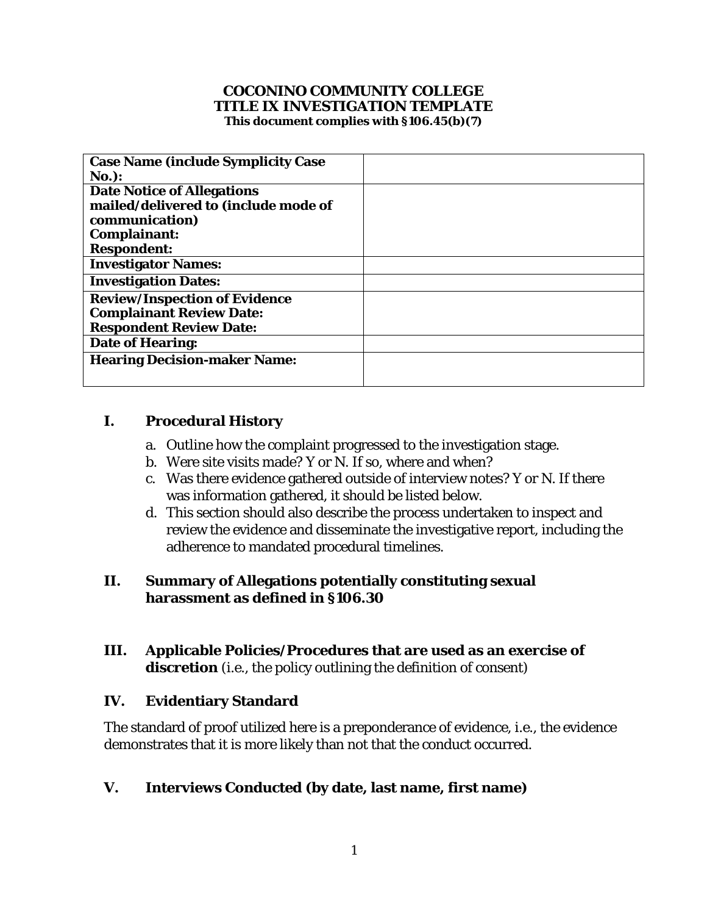**COCONINO COMMUNITY COLLEGE**
**TITLE IX INVESTIGATION TEMPLATE**
**This document complies with §106.45(b)(7)**

| | |
|---|---|
| **Case Name (include Symplicity Case No.):** | |
| **Date Notice of Allegations mailed/delivered to (include mode of communication)**<br>**Complainant:**<br>**Respondent:** | |
| **Investigator Names:** | |
| **Investigation Dates:** | |
| **Review/Inspection of Evidence**<br>**Complainant Review Date:**<br>**Respondent Review Date:** | |
| **Date of Hearing:** | |
| **Hearing Decision-maker Name:** | |

## I. Procedural History

a. Outline how the complaint progressed to the investigation stage.
b. Were site visits made? Y or N. If so, where and when?
c. Was there evidence gathered outside of interview notes? Y or N. If there was information gathered, it should be listed below.
d. This section should also describe the process undertaken to inspect and review the evidence and disseminate the investigative report, including the adherence to mandated procedural timelines.

## II. Summary of Allegations potentially constituting sexual harassment as defined in §106.30

## III. Applicable Policies/Procedures that are used as an exercise of discretion (i.e., the policy outlining the definition of consent)

## IV. Evidentiary Standard

The standard of proof utilized here is a preponderance of evidence, i.e., the evidence demonstrates that it is more likely than not that the conduct occurred.

## V. Interviews Conducted (by date, last name, first name)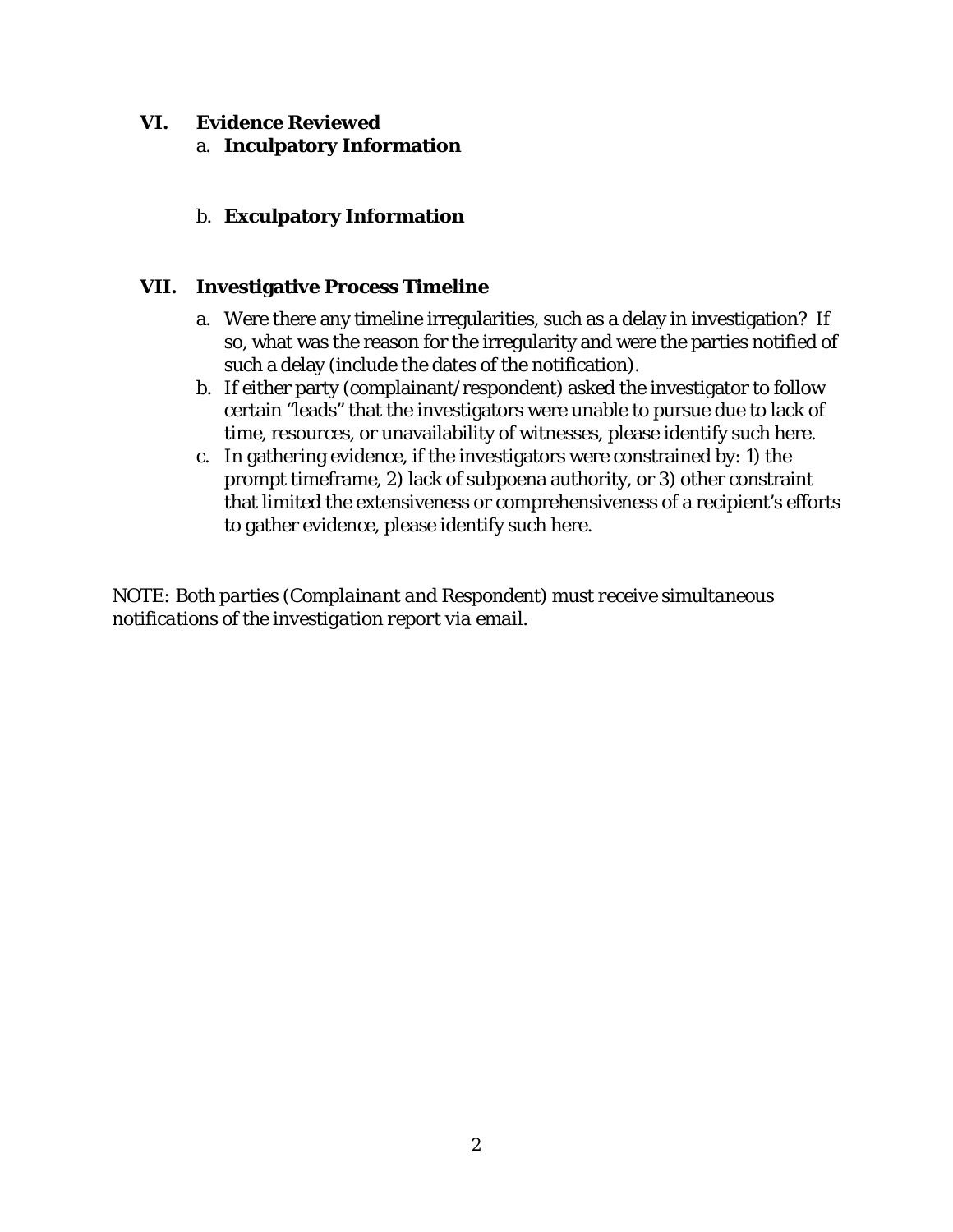## VI. Evidence Reviewed

### a. Inculpatory Information

### b. Exculpatory Information

## VII. Investigative Process Timeline

a. Were there any timeline irregularities, such as a delay in investigation? If so, what was the reason for the irregularity and were the parties notified of such a delay (include the dates of the notification).

b. If either party (complainant/respondent) asked the investigator to follow certain "leads" that the investigators were unable to pursue due to lack of time, resources, or unavailability of witnesses, please identify such here.

c. In gathering evidence, if the investigators were constrained by: 1) the prompt timeframe, 2) lack of subpoena authority, or 3) other constraint that limited the extensiveness or comprehensiveness of a recipient's efforts to gather evidence, please identify such here.

*NOTE: Both parties (Complainant and Respondent) must receive simultaneous notifications of the investigation report via email.*